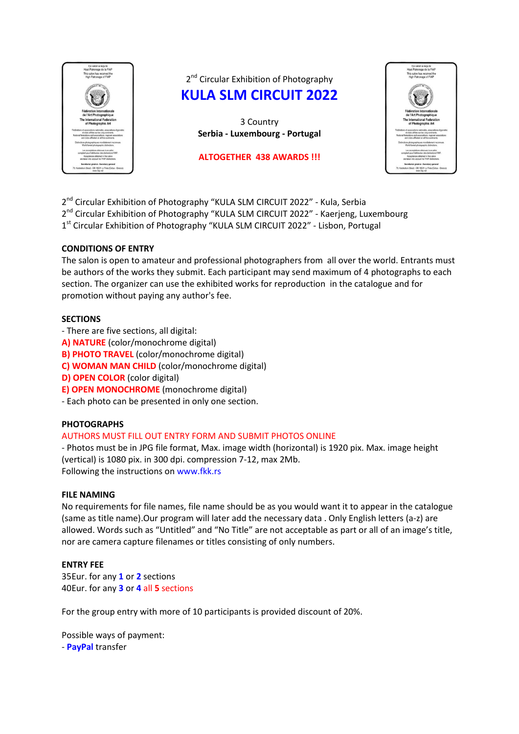2nd Circular Exhibition of Photography

# KULA SLM CIRCUIT 2022

3 Country

**Serbia - Luxembourg - Portugal**

**ALTOGETHER 438 AWARDS !!!**

2nd Circular Exhibition of Photography "KULA SLM CIRCUIT 2022" - Kula, Serbia
2nd Circular Exhibition of Photography "KULA SLM CIRCUIT 2022" - Kaerjeng, Luxembourg
1st Circular Exhibition of Photography "KULA SLM CIRCUIT 2022" - Lisbon, Portugal

## CONDITIONS OF ENTRY

The salon is open to amateur and professional photographers from all over the world. Entrants must be authors of the works they submit. Each participant may send maximum of 4 photographs to each section. The organizer can use the exhibited works for reproduction in the catalogue and for promotion without paying any author's fee.

## SECTIONS

- There are five sections, all digital:

**A) NATURE** (color/monochrome digital)
**B) PHOTO TRAVEL** (color/monochrome digital)
**C) WOMAN MAN CHILD** (color/monochrome digital)
**D) OPEN COLOR** (color digital)
**E) OPEN MONOCHROME** (monochrome digital)

- Each photo can be presented in only one section.

## PHOTOGRAPHS

AUTHORS MUST FILL OUT ENTRY FORM AND SUBMIT PHOTOS ONLINE

- Photos must be in JPG file format, Max. image width (horizontal) is 1920 pix. Max. image height (vertical) is 1080 pix. in 300 dpi. compression 7-12, max 2Mb.

Following the instructions on www.fkk.rs

## FILE NAMING

No requirements for file names, file name should be as you would want it to appear in the catalogue (same as title name).Our program will later add the necessary data . Only English letters (a-z) are allowed. Words such as "Untitled" and "No Title" are not acceptable as part or all of an image's title, nor are camera capture filenames or titles consisting of only numbers.

## ENTRY FEE

35Eur. for any **1** or **2** sections
40Eur. for any **3** or **4** all **5** sections

For the group entry with more of 10 participants is provided discount of 20%.

Possible ways of payment:

- **PayPal** transfer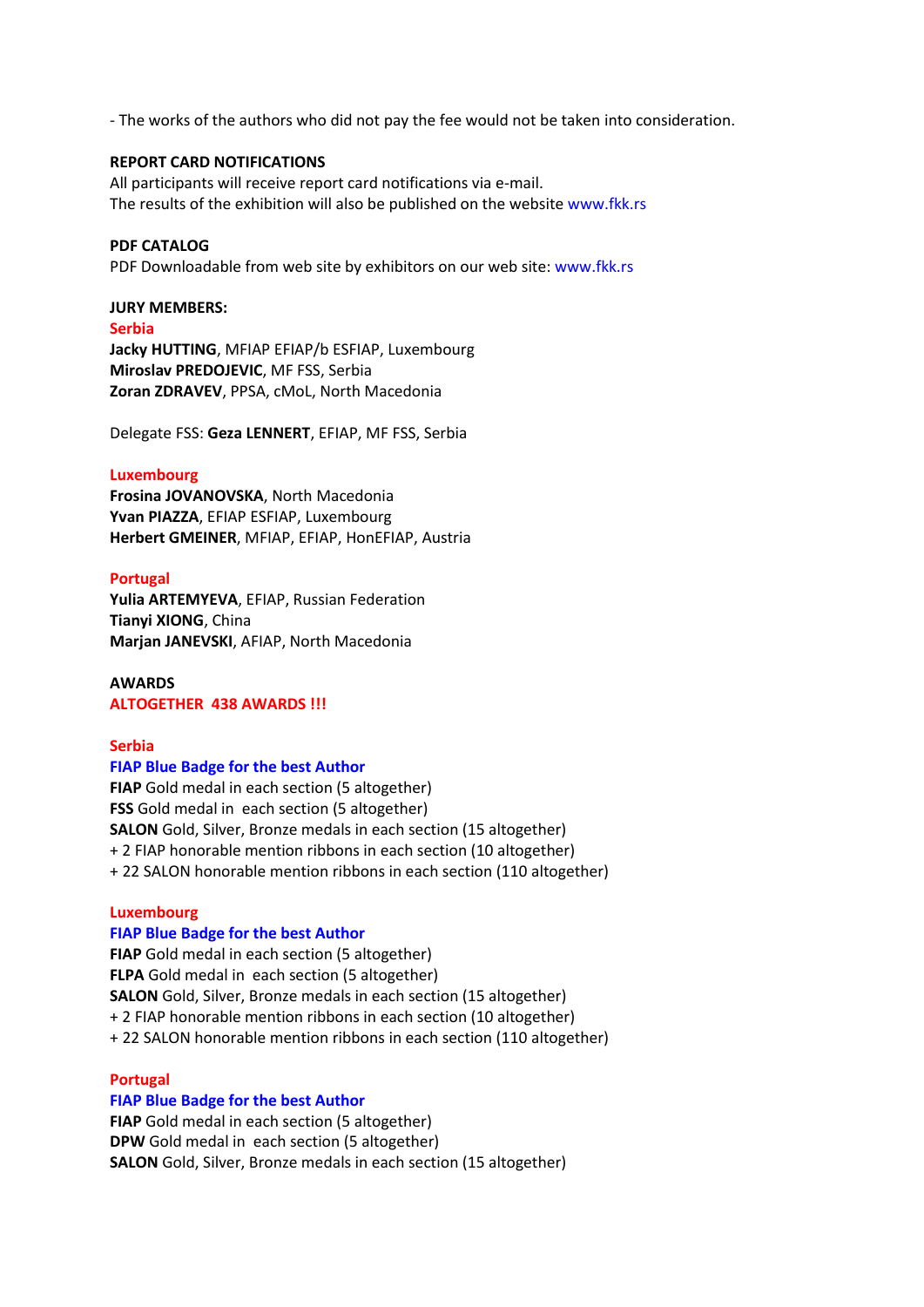- The works of the authors who did not pay the fee would not be taken into consideration.

**REPORT CARD NOTIFICATIONS**

All participants will receive report card notifications via e-mail.
The results of the exhibition will also be published on the website www.fkk.rs

**PDF CATALOG**

PDF Downloadable from web site by exhibitors on our web site: www.fkk.rs

**JURY MEMBERS:**

**Serbia**

**Jacky HUTTING**, MFIAP EFIAP/b ESFIAP, Luxembourg
**Miroslav PREDOJEVIC**, MF FSS, Serbia
**Zoran ZDRAVEV**, PPSA, cMoL, North Macedonia

Delegate FSS: **Geza LENNERT**, EFIAP, MF FSS, Serbia

**Luxembourg**

**Frosina JOVANOVSKA**, North Macedonia
**Yvan PIAZZA**, EFIAP ESFIAP, Luxembourg
**Herbert GMEINER**, MFIAP, EFIAP, HonEFIAP, Austria

**Portugal**

**Yulia ARTEMYEVA**, EFIAP, Russian Federation
**Tianyi XIONG**, China
**Marjan JANEVSKI**, AFIAP, North Macedonia

**AWARDS**

**ALTOGETHER 438 AWARDS !!!**

**Serbia**

**FIAP Blue Badge for the best Author**
**FIAP** Gold medal in each section (5 altogether)
**FSS** Gold medal in each section (5 altogether)
**SALON** Gold, Silver, Bronze medals in each section (15 altogether)
+ 2 FIAP honorable mention ribbons in each section (10 altogether)
+ 22 SALON honorable mention ribbons in each section (110 altogether)

**Luxembourg**

**FIAP Blue Badge for the best Author**
**FIAP** Gold medal in each section (5 altogether)
**FLPA** Gold medal in each section (5 altogether)
**SALON** Gold, Silver, Bronze medals in each section (15 altogether)
+ 2 FIAP honorable mention ribbons in each section (10 altogether)
+ 22 SALON honorable mention ribbons in each section (110 altogether)

**Portugal**

**FIAP Blue Badge for the best Author**
**FIAP** Gold medal in each section (5 altogether)
**DPW** Gold medal in each section (5 altogether)
**SALON** Gold, Silver, Bronze medals in each section (15 altogether)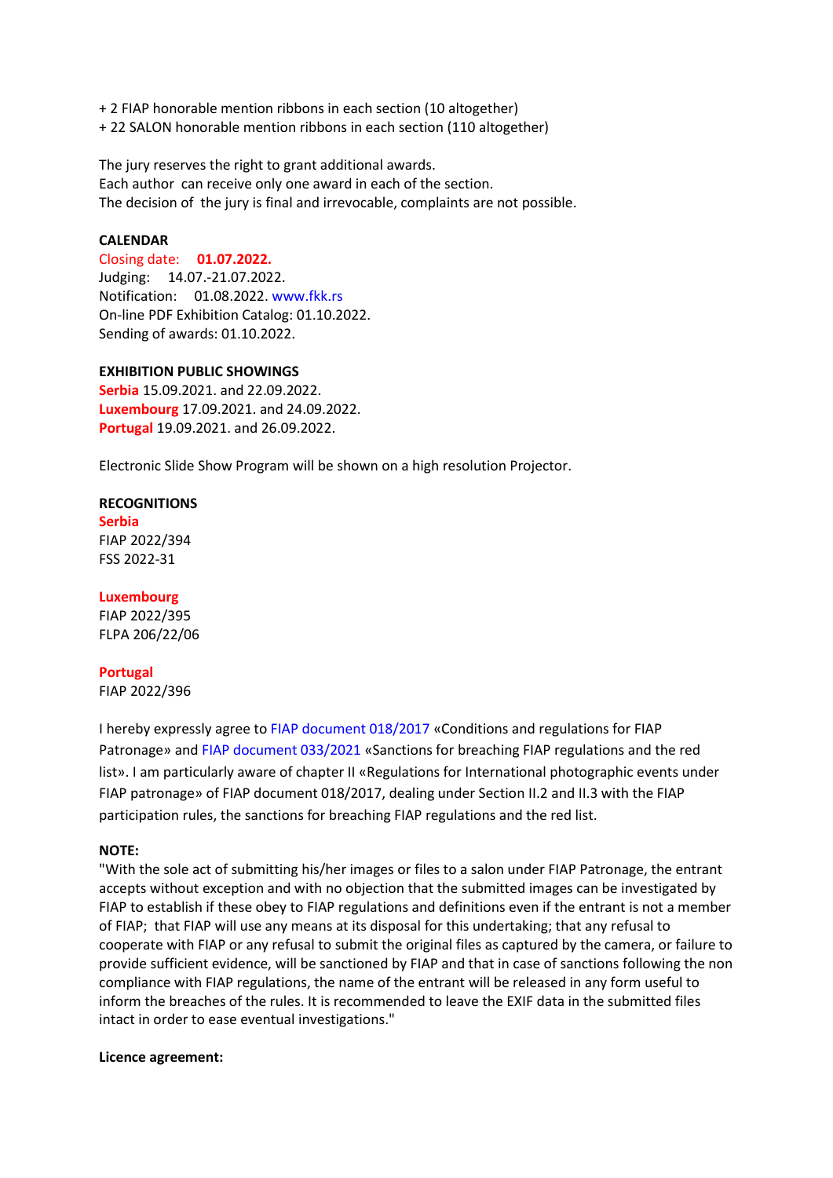+ 2 FIAP honorable mention ribbons in each section (10 altogether)
+ 22 SALON honorable mention ribbons in each section (110 altogether)

The jury reserves the right to grant additional awards.
Each author can receive only one award in each of the section.
The decision of the jury is final and irrevocable, complaints are not possible.

**CALENDAR**
Closing date: **01.07.2022.**
Judging: 14.07.-21.07.2022.
Notification: 01.08.2022. www.fkk.rs
On-line PDF Exhibition Catalog: 01.10.2022.
Sending of awards: 01.10.2022.

**EXHIBITION PUBLIC SHOWINGS**
**Serbia** 15.09.2021. and 22.09.2022.
**Luxembourg** 17.09.2021. and 24.09.2022.
**Portugal** 19.09.2021. and 26.09.2022.

Electronic Slide Show Program will be shown on a high resolution Projector.

**RECOGNITIONS**
**Serbia**
FIAP 2022/394
FSS 2022-31

**Luxembourg**
FIAP 2022/395
FLPA 206/22/06

**Portugal**
FIAP 2022/396

I hereby expressly agree to FIAP document 018/2017 «Conditions and regulations for FIAP Patronage» and FIAP document 033/2021 «Sanctions for breaching FIAP regulations and the red list». I am particularly aware of chapter II «Regulations for International photographic events under FIAP patronage» of FIAP document 018/2017, dealing under Section II.2 and II.3 with the FIAP participation rules, the sanctions for breaching FIAP regulations and the red list.

**NOTE:**
"With the sole act of submitting his/her images or files to a salon under FIAP Patronage, the entrant accepts without exception and with no objection that the submitted images can be investigated by FIAP to establish if these obey to FIAP regulations and definitions even if the entrant is not a member of FIAP; that FIAP will use any means at its disposal for this undertaking; that any refusal to cooperate with FIAP or any refusal to submit the original files as captured by the camera, or failure to provide sufficient evidence, will be sanctioned by FIAP and that in case of sanctions following the non compliance with FIAP regulations, the name of the entrant will be released in any form useful to inform the breaches of the rules. It is recommended to leave the EXIF data in the submitted files intact in order to ease eventual investigations."

**Licence agreement:**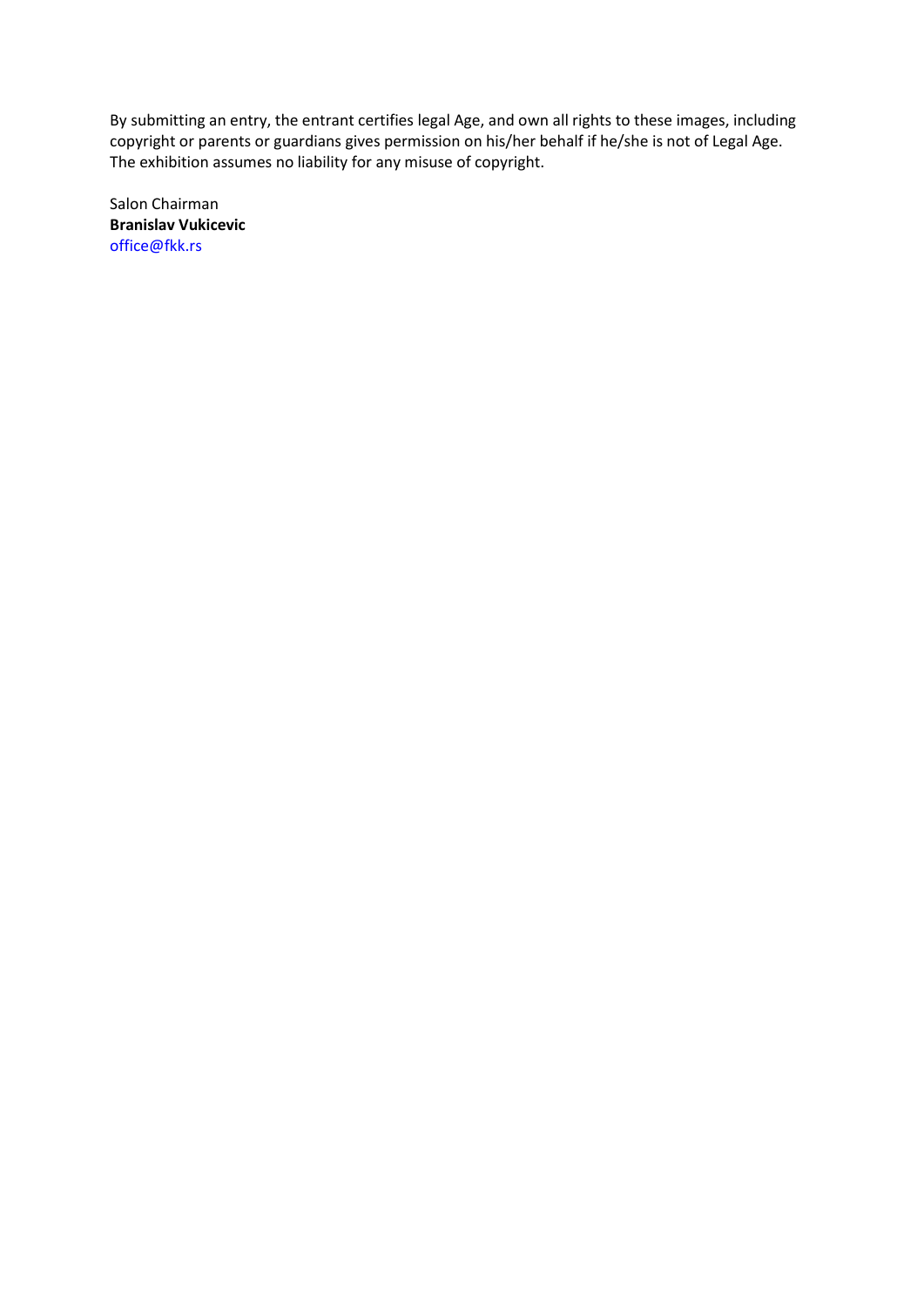By submitting an entry, the entrant certifies legal Age, and own all rights to these images, including copyright or parents or guardians gives permission on his/her behalf if he/she is not of Legal Age. The exhibition assumes no liability for any misuse of copyright.

Salon Chairman
**Branislav Vukicevic**
office@fkk.rs